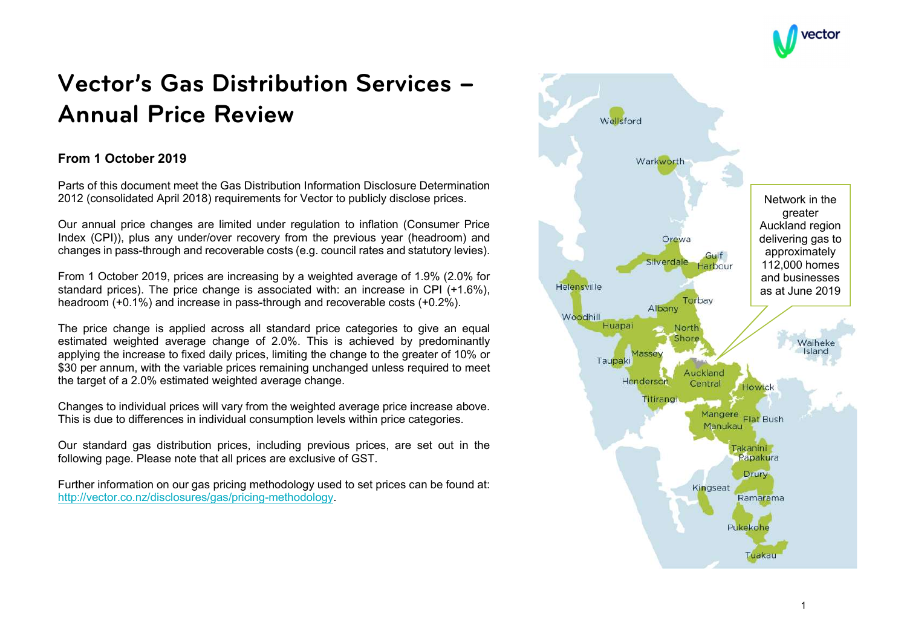# Vector's Gas Distribution Services – Annual Price Review

### From 1 October 2019

Parts of this document meet the Gas Distribution Information Disclosure Determination 2012 (consolidated April 2018) requirements for Vector to publicly disclose prices.

Our annual price changes are limited under regulation to inflation (Consumer Price Index (CPI)), plus any under/over recovery from the previous year (headroom) and changes in pass-through and recoverable costs (e.g. council rates and statutory levies).

From 1 October 2019, prices are increasing by a weighted average of 1.9% (2.0% for standard prices). The price change is associated with: an increase in CPI (+1.6%), headroom (+0.1%) and increase in pass-through and recoverable costs (+0.2%).

The price change is applied across all standard price categories to give an equal estimated weighted average change of 2.0%. This is achieved by predominantly applying the increase to fixed daily prices, limiting the change to the greater of 10% or $30 per annum, with the variable prices remaining unchanged unless required to meet the target of a 2.0% estimated weighted average change.

Changes to individual prices will vary from the weighted average price increase above. This is due to differences in individual consumption levels within price categories.

Our standard gas distribution prices, including previous prices, are set out in the following page. Please note that all prices are exclusive of GST.

Further information on our gas pricing methodology used to set prices can be found at: http://vector.co.nz/disclosures/gas/pricing-methodology.

Network in the greater Auckland region delivering gas to approximately 112,000 homes and businesses as at June 2019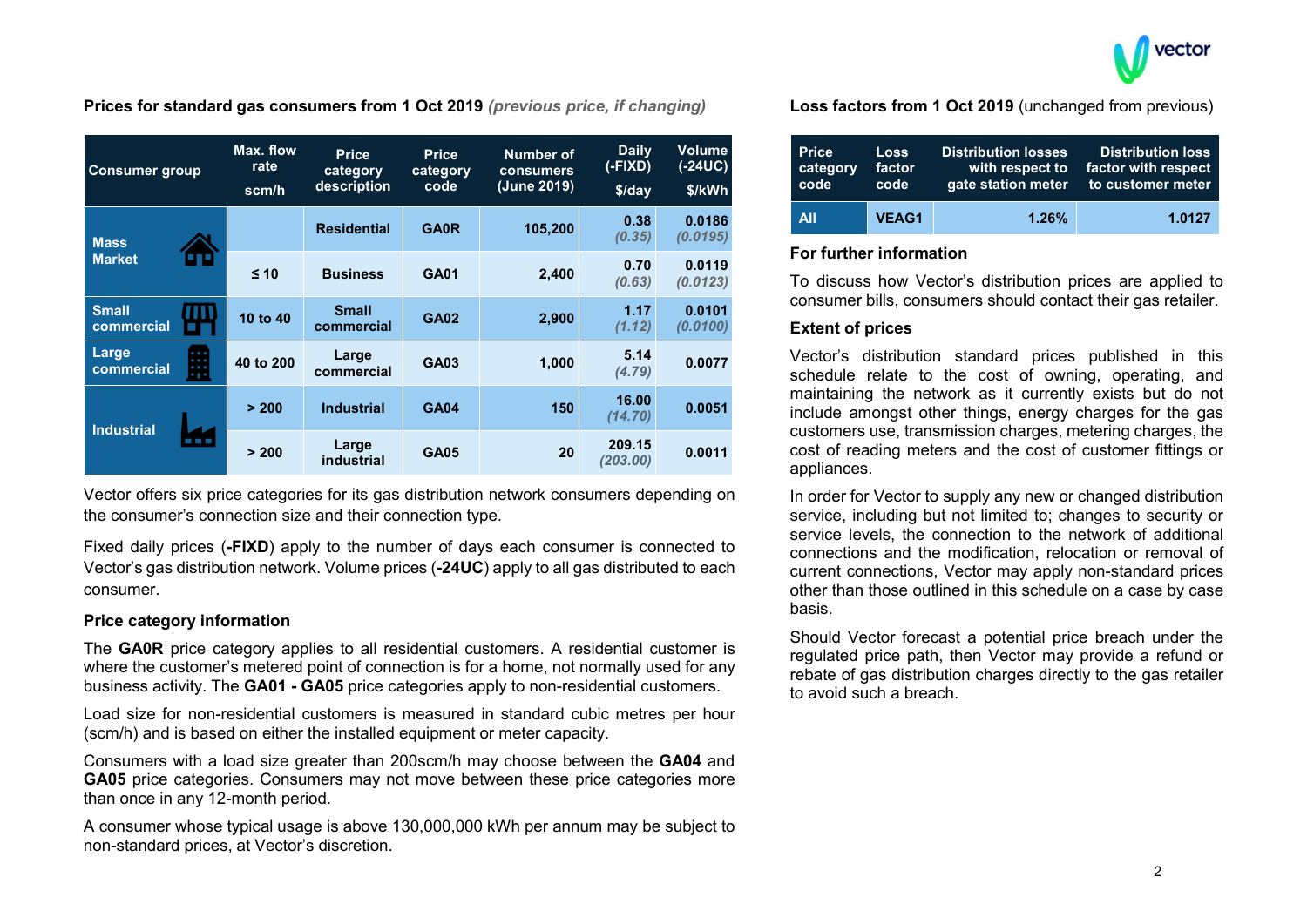**Prices for standard gas consumers from 1 Oct 2019** *(previous price, if changing)*

| Consumer group | Max. flow rate scm/h | Price category description | Price category code | Number of consumers (June 2019) | Daily (-FIXD) $/day | Volume (-24UC) $/kWh |
|---|---|---|---|---|---|---|
| Mass Market | | Residential | GA0R | 105,200 | 0.38 *(0.35)* | 0.0186 *(0.0195)* |
| | ≤ 10 | Business | GA01 | 2,400 | 0.70 *(0.63)* | 0.0119 *(0.0123)* |
| Small commercial | 10 to 40 | Small commercial | GA02 | 2,900 | 1.17 *(1.12)* | 0.0101 *(0.0100)* |
| Large commercial | 40 to 200 | Large commercial | GA03 | 1,000 | 5.14 *(4.79)* | 0.0077 |
| Industrial | > 200 | Industrial | GA04 | 150 | 16.00 *(14.70)* | 0.0051 |
| | > 200 | Large industrial | GA05 | 20 | 209.15 *(203.00)* | 0.0011 |

Vector offers six price categories for its gas distribution network consumers depending on the consumer's connection size and their connection type.

Fixed daily prices (**-FIXD**) apply to the number of days each consumer is connected to Vector's gas distribution network. Volume prices (**-24UC**) apply to all gas distributed to each consumer.

**Price category information**

The **GA0R** price category applies to all residential customers. A residential customer is where the customer's metered point of connection is for a home, not normally used for any business activity. The **GA01 - GA05** price categories apply to non-residential customers.

Load size for non-residential customers is measured in standard cubic metres per hour (scm/h) and is based on either the installed equipment or meter capacity.

Consumers with a load size greater than 200scm/h may choose between the **GA04** and **GA05** price categories. Consumers may not move between these price categories more than once in any 12-month period.

A consumer whose typical usage is above 130,000,000 kWh per annum may be subject to non-standard prices, at Vector's discretion.

**Loss factors from 1 Oct 2019** (unchanged from previous)

| Price category code | Loss factor code | Distribution losses with respect to gate station meter | Distribution loss factor with respect to customer meter |
|---|---|---|---|
| All | VEAG1 | 1.26% | 1.0127 |

**For further information**

To discuss how Vector's distribution prices are applied to consumer bills, consumers should contact their gas retailer.

**Extent of prices**

Vector's distribution standard prices published in this schedule relate to the cost of owning, operating, and maintaining the network as it currently exists but do not include amongst other things, energy charges for the gas customers use, transmission charges, metering charges, the cost of reading meters and the cost of customer fittings or appliances.

In order for Vector to supply any new or changed distribution service, including but not limited to; changes to security or service levels, the connection to the network of additional connections and the modification, relocation or removal of current connections, Vector may apply non-standard prices other than those outlined in this schedule on a case by case basis.

Should Vector forecast a potential price breach under the regulated price path, then Vector may provide a refund or rebate of gas distribution charges directly to the gas retailer to avoid such a breach.